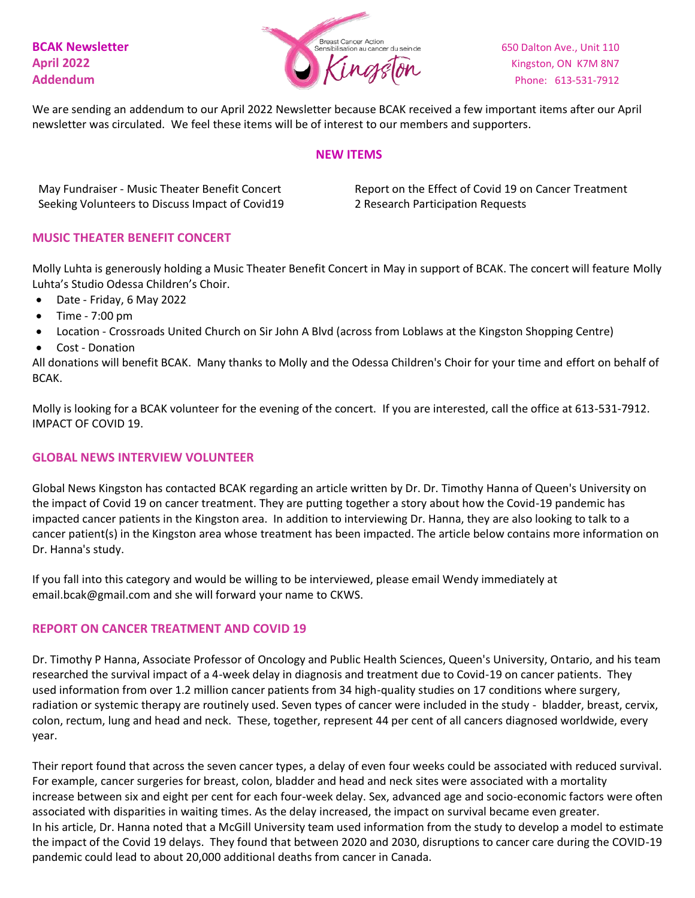**BCAK Newsletter**
**April 2022**
**Addendum**

Breast Cancer Action
Sensibilisation au cancer du sein de
Kingston

650 Dalton Ave., Unit 110
Kingston, ON K7M 8N7
Phone: 613-531-7912

We are sending an addendum to our April 2022 Newsletter because BCAK received a few important items after our April newsletter was circulated. We feel these items will be of interest to our members and supporters.

## NEW ITEMS

May Fundraiser - Music Theater Benefit Concert
Seeking Volunteers to Discuss Impact of Covid19
Report on the Effect of Covid 19 on Cancer Treatment
2 Research Participation Requests

## MUSIC THEATER BENEFIT CONCERT

Molly Luhta is generously holding a Music Theater Benefit Concert in May in support of BCAK. The concert will feature Molly Luhta's Studio Odessa Children's Choir.

- Date - Friday, 6 May 2022
- Time - 7:00 pm
- Location - Crossroads United Church on Sir John A Blvd (across from Loblaws at the Kingston Shopping Centre)
- Cost - Donation

All donations will benefit BCAK. Many thanks to Molly and the Odessa Children's Choir for your time and effort on behalf of BCAK.

Molly is looking for a BCAK volunteer for the evening of the concert. If you are interested, call the office at 613-531-7912. IMPACT OF COVID 19.

## GLOBAL NEWS INTERVIEW VOLUNTEER

Global News Kingston has contacted BCAK regarding an article written by Dr. Dr. Timothy Hanna of Queen's University on the impact of Covid 19 on cancer treatment. They are putting together a story about how the Covid-19 pandemic has impacted cancer patients in the Kingston area. In addition to interviewing Dr. Hanna, they are also looking to talk to a cancer patient(s) in the Kingston area whose treatment has been impacted. The article below contains more information on Dr. Hanna's study.

If you fall into this category and would be willing to be interviewed, please email Wendy immediately at email.bcak@gmail.com and she will forward your name to CKWS.

## REPORT ON CANCER TREATMENT AND COVID 19

Dr. Timothy P Hanna, Associate Professor of Oncology and Public Health Sciences, Queen's University, Ontario, and his team researched the survival impact of a 4-week delay in diagnosis and treatment due to Covid-19 on cancer patients. They used information from over 1.2 million cancer patients from 34 high-quality studies on 17 conditions where surgery, radiation or systemic therapy are routinely used. Seven types of cancer were included in the study - bladder, breast, cervix, colon, rectum, lung and head and neck. These, together, represent 44 per cent of all cancers diagnosed worldwide, every year.

Their report found that across the seven cancer types, a delay of even four weeks could be associated with reduced survival. For example, cancer surgeries for breast, colon, bladder and head and neck sites were associated with a mortality increase between six and eight per cent for each four-week delay. Sex, advanced age and socio-economic factors were often associated with disparities in waiting times. As the delay increased, the impact on survival became even greater.
In his article, Dr. Hanna noted that a McGill University team used information from the study to develop a model to estimate the impact of the Covid 19 delays. They found that between 2020 and 2030, disruptions to cancer care during the COVID-19 pandemic could lead to about 20,000 additional deaths from cancer in Canada.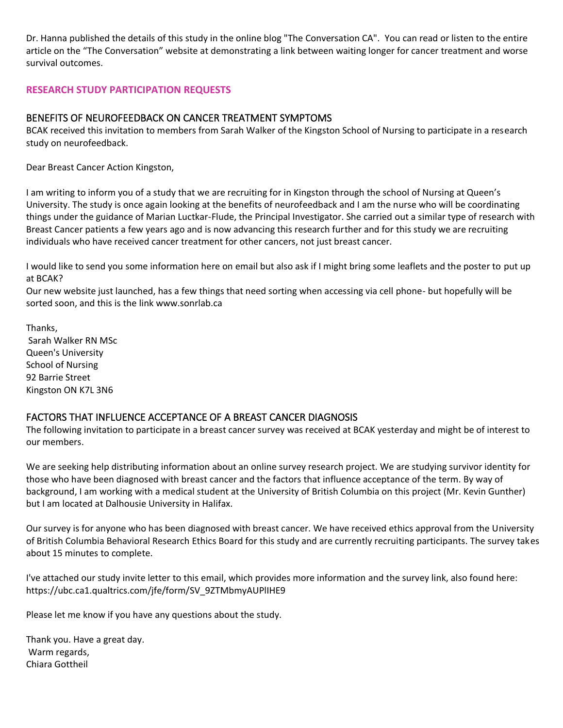Dr. Hanna published the details of this study in the online blog "The Conversation CA". You can read or listen to the entire article on the "The Conversation" website at demonstrating a link between waiting longer for cancer treatment and worse survival outcomes.

## RESEARCH STUDY PARTICIPATION REQUESTS

### BENEFITS OF NEUROFEEDBACK ON CANCER TREATMENT SYMPTOMS

BCAK received this invitation to members from Sarah Walker of the Kingston School of Nursing to participate in a research study on neurofeedback.

Dear Breast Cancer Action Kingston,

I am writing to inform you of a study that we are recruiting for in Kingston through the school of Nursing at Queen's University. The study is once again looking at the benefits of neurofeedback and I am the nurse who will be coordinating things under the guidance of Marian Luctkar-Flude, the Principal Investigator. She carried out a similar type of research with Breast Cancer patients a few years ago and is now advancing this research further and for this study we are recruiting individuals who have received cancer treatment for other cancers, not just breast cancer.

I would like to send you some information here on email but also ask if I might bring some leaflets and the poster to put up at BCAK?

Our new website just launched, has a few things that need sorting when accessing via cell phone- but hopefully will be sorted soon, and this is the link www.sonrlab.ca

Thanks,
Sarah Walker RN MSc
Queen's University
School of Nursing
92 Barrie Street
Kingston ON K7L 3N6

### FACTORS THAT INFLUENCE ACCEPTANCE OF A BREAST CANCER DIAGNOSIS

The following invitation to participate in a breast cancer survey was received at BCAK yesterday and might be of interest to our members.

We are seeking help distributing information about an online survey research project. We are studying survivor identity for those who have been diagnosed with breast cancer and the factors that influence acceptance of the term. By way of background, I am working with a medical student at the University of British Columbia on this project (Mr. Kevin Gunther) but I am located at Dalhousie University in Halifax.

Our survey is for anyone who has been diagnosed with breast cancer. We have received ethics approval from the University of British Columbia Behavioral Research Ethics Board for this study and are currently recruiting participants. The survey takes about 15 minutes to complete.

I've attached our study invite letter to this email, which provides more information and the survey link, also found here: https://ubc.ca1.qualtrics.com/jfe/form/SV_9ZTMbmyAUPlIHE9

Please let me know if you have any questions about the study.

Thank you. Have a great day.
Warm regards,
Chiara Gottheil